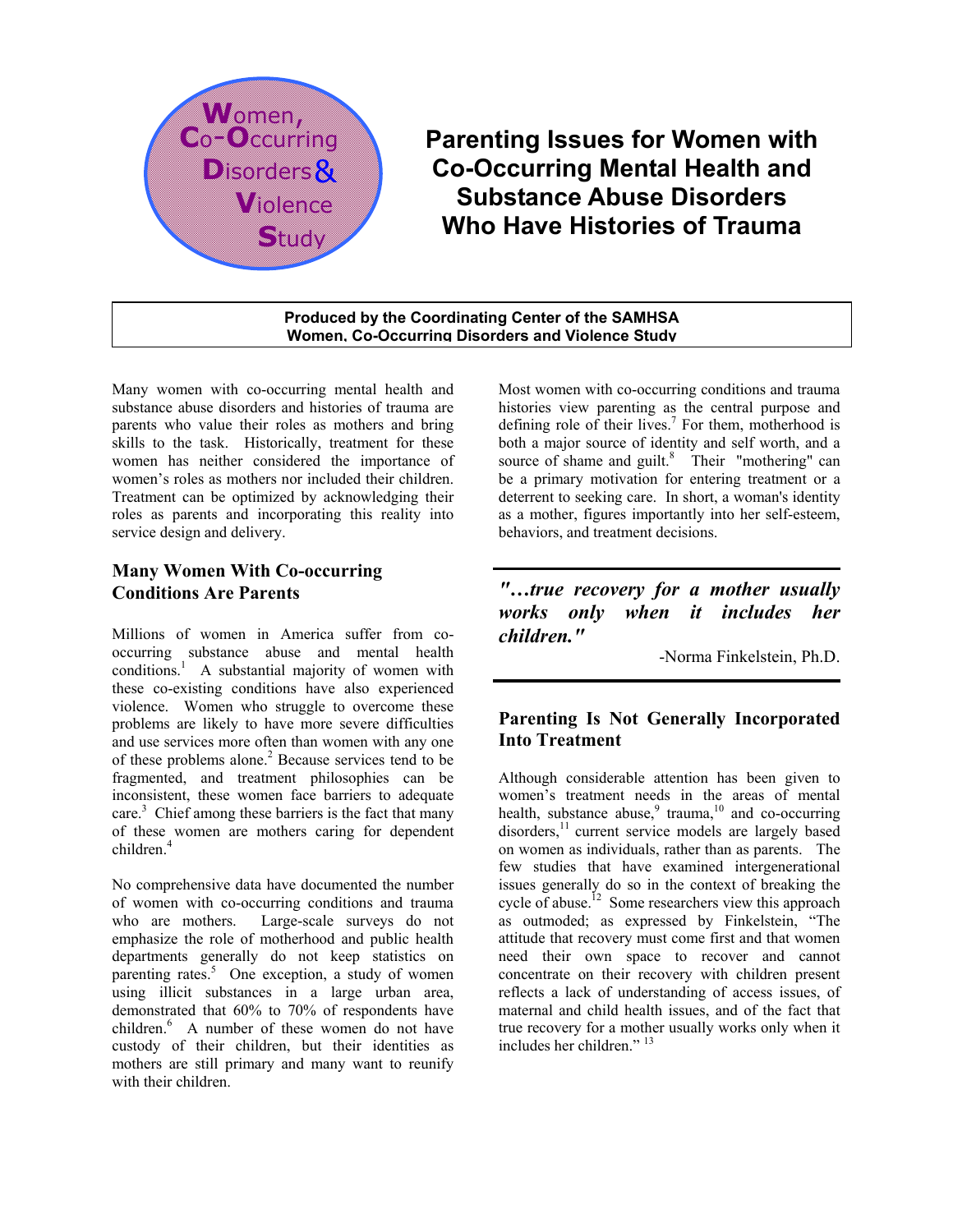Women, Co-Occurring Disorders & Violence Study

# Parenting Issues for Women with Co-Occurring Mental Health and Substance Abuse Disorders Who Have Histories of Trauma

**Produced by the Coordinating Center of the SAMHSA Women, Co-Occurring Disorders and Violence Study**

Many women with co-occurring mental health and substance abuse disorders and histories of trauma are parents who value their roles as mothers and bring skills to the task. Historically, treatment for these women has neither considered the importance of women's roles as mothers nor included their children. Treatment can be optimized by acknowledging their roles as parents and incorporating this reality into service design and delivery.

## Many Women With Co-occurring Conditions Are Parents

Millions of women in America suffer from co-occurring substance abuse and mental health conditions.[1] A substantial majority of women with these co-existing conditions have also experienced violence. Women who struggle to overcome these problems are likely to have more severe difficulties and use services more often than women with any one of these problems alone.[2] Because services tend to be fragmented, and treatment philosophies can be inconsistent, these women face barriers to adequate care.[3] Chief among these barriers is the fact that many of these women are mothers caring for dependent children.[4]

No comprehensive data have documented the number of women with co-occurring conditions and trauma who are mothers. Large-scale surveys do not emphasize the role of motherhood and public health departments generally do not keep statistics on parenting rates.[5] One exception, a study of women using illicit substances in a large urban area, demonstrated that 60% to 70% of respondents have children.[6] A number of these women do not have custody of their children, but their identities as mothers are still primary and many want to reunify with their children.

Most women with co-occurring conditions and trauma histories view parenting as the central purpose and defining role of their lives.[7] For them, motherhood is both a major source of identity and self worth, and a source of shame and guilt.[8] Their "mothering" can be a primary motivation for entering treatment or a deterrent to seeking care. In short, a woman's identity as a mother, figures importantly into her self-esteem, behaviors, and treatment decisions.

> ***"…true recovery for a mother usually works only when it includes her children."***
>
> -Norma Finkelstein, Ph.D.

## Parenting Is Not Generally Incorporated Into Treatment

Although considerable attention has been given to women's treatment needs in the areas of mental health, substance abuse,[9] trauma,[10] and co-occurring disorders,[11] current service models are largely based on women as individuals, rather than as parents. The few studies that have examined intergenerational issues generally do so in the context of breaking the cycle of abuse.[12] Some researchers view this approach as outmoded; as expressed by Finkelstein, "The attitude that recovery must come first and that women need their own space to recover and cannot concentrate on their recovery with children present reflects a lack of understanding of access issues, of maternal and child health issues, and of the fact that true recovery for a mother usually works only when it includes her children."[13]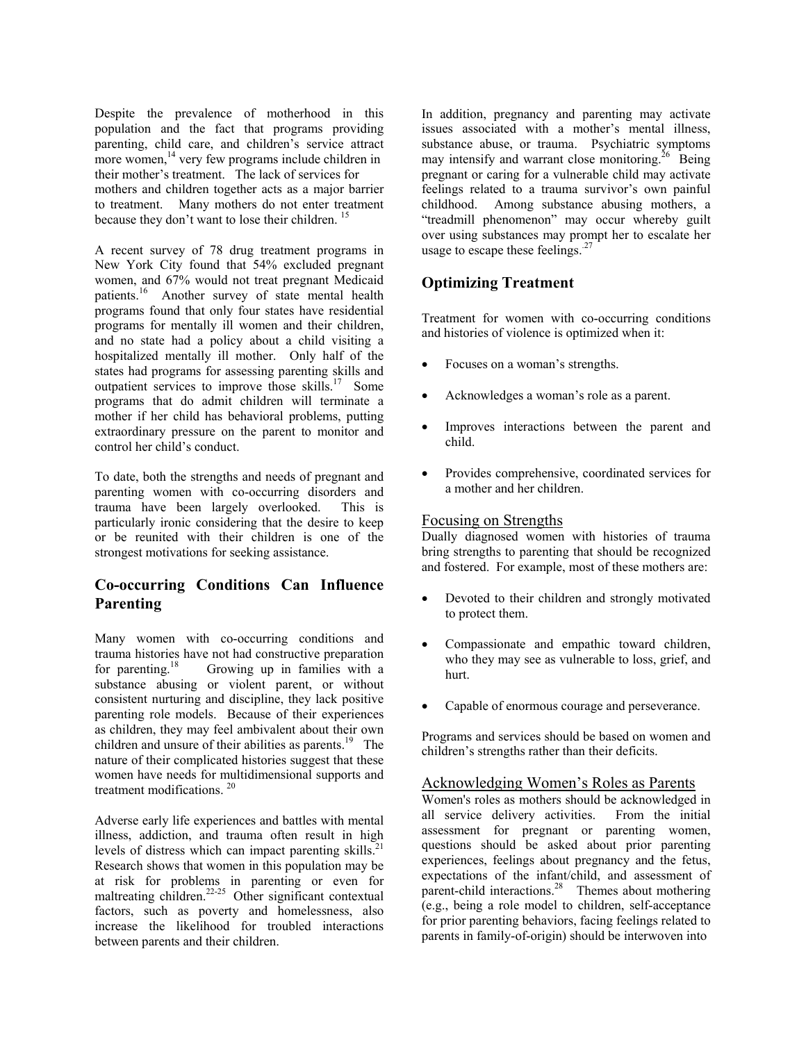Despite the prevalence of motherhood in this population and the fact that programs providing parenting, child care, and children's service attract more women,[14] very few programs include children in their mother's treatment. The lack of services for mothers and children together acts as a major barrier to treatment. Many mothers do not enter treatment because they don't want to lose their children.[15]

A recent survey of 78 drug treatment programs in New York City found that 54% excluded pregnant women, and 67% would not treat pregnant Medicaid patients.[16] Another survey of state mental health programs found that only four states have residential programs for mentally ill women and their children, and no state had a policy about a child visiting a hospitalized mentally ill mother. Only half of the states had programs for assessing parenting skills and outpatient services to improve those skills.[17] Some programs that do admit children will terminate a mother if her child has behavioral problems, putting extraordinary pressure on the parent to monitor and control her child's conduct.

To date, both the strengths and needs of pregnant and parenting women with co-occurring disorders and trauma have been largely overlooked. This is particularly ironic considering that the desire to keep or be reunited with their children is one of the strongest motivations for seeking assistance.

## Co-occurring Conditions Can Influence Parenting

Many women with co-occurring conditions and trauma histories have not had constructive preparation for parenting.[18] Growing up in families with a substance abusing or violent parent, or without consistent nurturing and discipline, they lack positive parenting role models. Because of their experiences as children, they may feel ambivalent about their own children and unsure of their abilities as parents.[19] The nature of their complicated histories suggest that these women have needs for multidimensional supports and treatment modifications.[20]

Adverse early life experiences and battles with mental illness, addiction, and trauma often result in high levels of distress which can impact parenting skills.[21] Research shows that women in this population may be at risk for problems in parenting or even for maltreating children.[22-25] Other significant contextual factors, such as poverty and homelessness, also increase the likelihood for troubled interactions between parents and their children.

In addition, pregnancy and parenting may activate issues associated with a mother's mental illness, substance abuse, or trauma. Psychiatric symptoms may intensify and warrant close monitoring.[26] Being pregnant or caring for a vulnerable child may activate feelings related to a trauma survivor's own painful childhood. Among substance abusing mothers, a "treadmill phenomenon" may occur whereby guilt over using substances may prompt her to escalate her usage to escape these feelings.[27]

## Optimizing Treatment

Treatment for women with co-occurring conditions and histories of violence is optimized when it:

- Focuses on a woman's strengths.
- Acknowledges a woman's role as a parent.
- Improves interactions between the parent and child.
- Provides comprehensive, coordinated services for a mother and her children.

### Focusing on Strengths

Dually diagnosed women with histories of trauma bring strengths to parenting that should be recognized and fostered. For example, most of these mothers are:

- Devoted to their children and strongly motivated to protect them.
- Compassionate and empathic toward children, who they may see as vulnerable to loss, grief, and hurt.
- Capable of enormous courage and perseverance.

Programs and services should be based on women and children's strengths rather than their deficits.

### Acknowledging Women's Roles as Parents

Women's roles as mothers should be acknowledged in all service delivery activities. From the initial assessment for pregnant or parenting women, questions should be asked about prior parenting experiences, feelings about pregnancy and the fetus, expectations of the infant/child, and assessment of parent-child interactions.[28] Themes about mothering (e.g., being a role model to children, self-acceptance for prior parenting behaviors, facing feelings related to parents in family-of-origin) should be interwoven into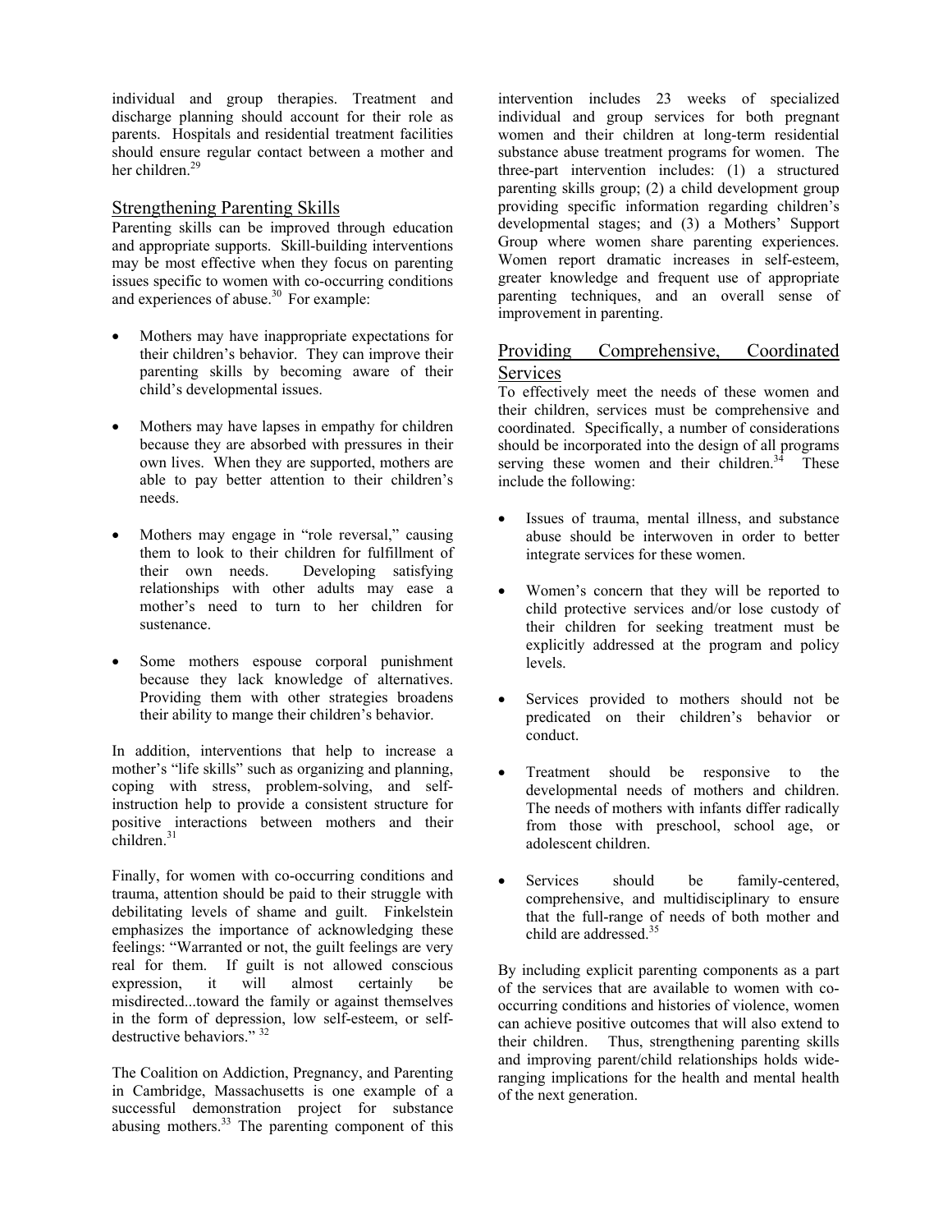individual and group therapies. Treatment and discharge planning should account for their role as parents. Hospitals and residential treatment facilities should ensure regular contact between a mother and her children.[29]

## Strengthening Parenting Skills

Parenting skills can be improved through education and appropriate supports. Skill-building interventions may be most effective when they focus on parenting issues specific to women with co-occurring conditions and experiences of abuse.[30] For example:

- Mothers may have inappropriate expectations for their children's behavior. They can improve their parenting skills by becoming aware of their child's developmental issues.
- Mothers may have lapses in empathy for children because they are absorbed with pressures in their own lives. When they are supported, mothers are able to pay better attention to their children's needs.
- Mothers may engage in "role reversal," causing them to look to their children for fulfillment of their own needs. Developing satisfying relationships with other adults may ease a mother's need to turn to her children for sustenance.
- Some mothers espouse corporal punishment because they lack knowledge of alternatives. Providing them with other strategies broadens their ability to mange their children's behavior.

In addition, interventions that help to increase a mother's "life skills" such as organizing and planning, coping with stress, problem-solving, and self-instruction help to provide a consistent structure for positive interactions between mothers and their children.[31]

Finally, for women with co-occurring conditions and trauma, attention should be paid to their struggle with debilitating levels of shame and guilt. Finkelstein emphasizes the importance of acknowledging these feelings: "Warranted or not, the guilt feelings are very real for them. If guilt is not allowed conscious expression, it will almost certainly be misdirected...toward the family or against themselves in the form of depression, low self-esteem, or self-destructive behaviors." [32]

The Coalition on Addiction, Pregnancy, and Parenting in Cambridge, Massachusetts is one example of a successful demonstration project for substance abusing mothers.[33] The parenting component of this intervention includes 23 weeks of specialized individual and group services for both pregnant women and their children at long-term residential substance abuse treatment programs for women. The three-part intervention includes: (1) a structured parenting skills group; (2) a child development group providing specific information regarding children's developmental stages; and (3) a Mothers' Support Group where women share parenting experiences. Women report dramatic increases in self-esteem, greater knowledge and frequent use of appropriate parenting techniques, and an overall sense of improvement in parenting.

## Providing Comprehensive, Coordinated Services

To effectively meet the needs of these women and their children, services must be comprehensive and coordinated. Specifically, a number of considerations should be incorporated into the design of all programs serving these women and their children.[34] These include the following:

- Issues of trauma, mental illness, and substance abuse should be interwoven in order to better integrate services for these women.
- Women's concern that they will be reported to child protective services and/or lose custody of their children for seeking treatment must be explicitly addressed at the program and policy levels.
- Services provided to mothers should not be predicated on their children's behavior or conduct.
- Treatment should be responsive to the developmental needs of mothers and children. The needs of mothers with infants differ radically from those with preschool, school age, or adolescent children.
- Services should be family-centered, comprehensive, and multidisciplinary to ensure that the full-range of needs of both mother and child are addressed.[35]

By including explicit parenting components as a part of the services that are available to women with co-occurring conditions and histories of violence, women can achieve positive outcomes that will also extend to their children. Thus, strengthening parenting skills and improving parent/child relationships holds wide-ranging implications for the health and mental health of the next generation.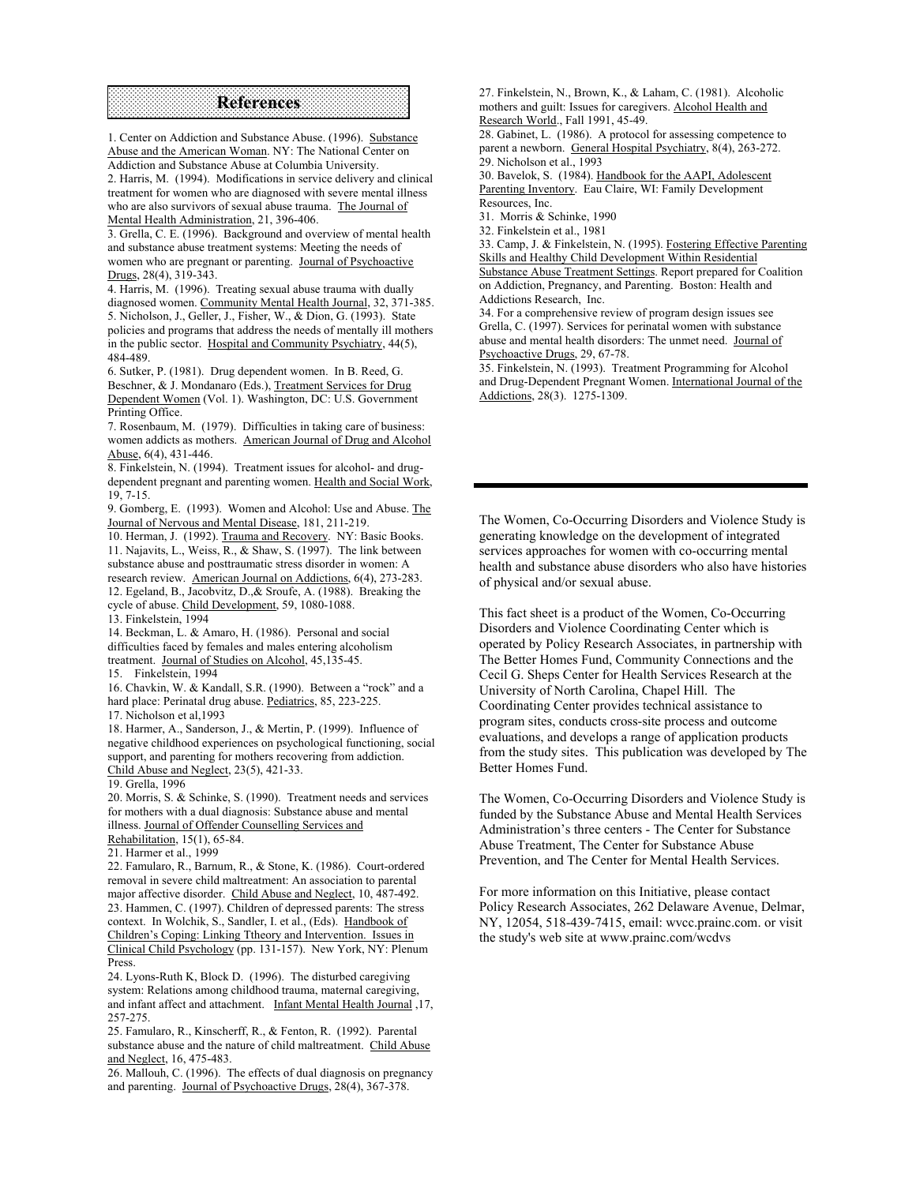## References

1. Center on Addiction and Substance Abuse. (1996). Substance Abuse and the American Woman. NY: The National Center on Addiction and Substance Abuse at Columbia University.
2. Harris, M. (1994). Modifications in service delivery and clinical treatment for women who are diagnosed with severe mental illness who are also survivors of sexual abuse trauma. The Journal of Mental Health Administration, 21, 396-406.
3. Grella, C. E. (1996). Background and overview of mental health and substance abuse treatment systems: Meeting the needs of women who are pregnant or parenting. Journal of Psychoactive Drugs, 28(4), 319-343.
4. Harris, M. (1996). Treating sexual abuse trauma with dually diagnosed women. Community Mental Health Journal, 32, 371-385.
5. Nicholson, J., Geller, J., Fisher, W., & Dion, G. (1993). State policies and programs that address the needs of mentally ill mothers in the public sector. Hospital and Community Psychiatry, 44(5), 484-489.
6. Sutker, P. (1981). Drug dependent women. In B. Reed, G. Beschner, & J. Mondanaro (Eds.), Treatment Services for Drug Dependent Women (Vol. 1). Washington, DC: U.S. Government Printing Office.
7. Rosenbaum, M. (1979). Difficulties in taking care of business: women addicts as mothers. American Journal of Drug and Alcohol Abuse, 6(4), 431-446.
8. Finkelstein, N. (1994). Treatment issues for alcohol- and drug-dependent pregnant and parenting women. Health and Social Work, 19, 7-15.
9. Gomberg, E. (1993). Women and Alcohol: Use and Abuse. The Journal of Nervous and Mental Disease, 181, 211-219.
10. Herman, J. (1992). Trauma and Recovery. NY: Basic Books.
11. Najavits, L., Weiss, R., & Shaw, S. (1997). The link between substance abuse and posttraumatic stress disorder in women: A research review. American Journal on Addictions, 6(4), 273-283.
12. Egeland, B., Jacobvitz, D.,& Sroufe, A. (1988). Breaking the cycle of abuse. Child Development, 59, 1080-1088.
13. Finkelstein, 1994
14. Beckman, L. & Amaro, H. (1986). Personal and social difficulties faced by females and males entering alcoholism treatment. Journal of Studies on Alcohol, 45,135-45.
15. Finkelstein, 1994
16. Chavkin, W. & Kandall, S.R. (1990). Between a "rock" and a hard place: Perinatal drug abuse. Pediatrics, 85, 223-225.
17. Nicholson et al,1993
18. Harmer, A., Sanderson, J., & Mertin, P. (1999). Influence of negative childhood experiences on psychological functioning, social support, and parenting for mothers recovering from addiction. Child Abuse and Neglect, 23(5), 421-33.
19. Grella, 1996
20. Morris, S. & Schinke, S. (1990). Treatment needs and services for mothers with a dual diagnosis: Substance abuse and mental illness. Journal of Offender Counselling Services and Rehabilitation, 15(1), 65-84.
21. Harmer et al., 1999
22. Famularo, R., Barnum, R., & Stone, K. (1986). Court-ordered removal in severe child maltreatment: An association to parental major affective disorder. Child Abuse and Neglect, 10, 487-492.
23. Hammen, C. (1997). Children of depressed parents: The stress context. In Wolchik, S., Sandler, I. et al., (Eds). Handbook of Children's Coping: Linking Ttheory and Intervention. Issues in Clinical Child Psychology (pp. 131-157). New York, NY: Plenum Press.
24. Lyons-Ruth K, Block D. (1996). The disturbed caregiving system: Relations among childhood trauma, maternal caregiving, and infant affect and attachment. Infant Mental Health Journal ,17, 257-275.
25. Famularo, R., Kinscherff, R., & Fenton, R. (1992). Parental substance abuse and the nature of child maltreatment. Child Abuse and Neglect, 16, 475-483.
26. Mallouh, C. (1996). The effects of dual diagnosis on pregnancy and parenting. Journal of Psychoactive Drugs, 28(4), 367-378.
27. Finkelstein, N., Brown, K., & Laham, C. (1981). Alcoholic mothers and guilt: Issues for caregivers. Alcohol Health and Research World., Fall 1991, 45-49.
28. Gabinet, L. (1986). A protocol for assessing competence to parent a newborn. General Hospital Psychiatry, 8(4), 263-272.
29. Nicholson et al., 1993
30. Bavelok, S. (1984). Handbook for the AAPI, Adolescent Parenting Inventory. Eau Claire, WI: Family Development Resources, Inc.
31. Morris & Schinke, 1990
32. Finkelstein et al., 1981
33. Camp, J. & Finkelstein, N. (1995). Fostering Effective Parenting Skills and Healthy Child Development Within Residential Substance Abuse Treatment Settings. Report prepared for Coalition on Addiction, Pregnancy, and Parenting. Boston: Health and Addictions Research, Inc.
34. For a comprehensive review of program design issues see Grella, C. (1997). Services for perinatal women with substance abuse and mental health disorders: The unmet need. Journal of Psychoactive Drugs, 29, 67-78.
35. Finkelstein, N. (1993). Treatment Programming for Alcohol and Drug-Dependent Pregnant Women. International Journal of the Addictions, 28(3). 1275-1309.

---

The Women, Co-Occurring Disorders and Violence Study is generating knowledge on the development of integrated services approaches for women with co-occurring mental health and substance abuse disorders who also have histories of physical and/or sexual abuse.

This fact sheet is a product of the Women, Co-Occurring Disorders and Violence Coordinating Center which is operated by Policy Research Associates, in partnership with The Better Homes Fund, Community Connections and the Cecil G. Sheps Center for Health Services Research at the University of North Carolina, Chapel Hill. The Coordinating Center provides technical assistance to program sites, conducts cross-site process and outcome evaluations, and develops a range of application products from the study sites. This publication was developed by The Better Homes Fund.

The Women, Co-Occurring Disorders and Violence Study is funded by the Substance Abuse and Mental Health Services Administration's three centers - The Center for Substance Abuse Treatment, The Center for Substance Abuse Prevention, and The Center for Mental Health Services.

For more information on this Initiative, please contact Policy Research Associates, 262 Delaware Avenue, Delmar, NY, 12054, 518-439-7415, email: wvcc.prainc.com. or visit the study's web site at www.prainc.com/wcdvs